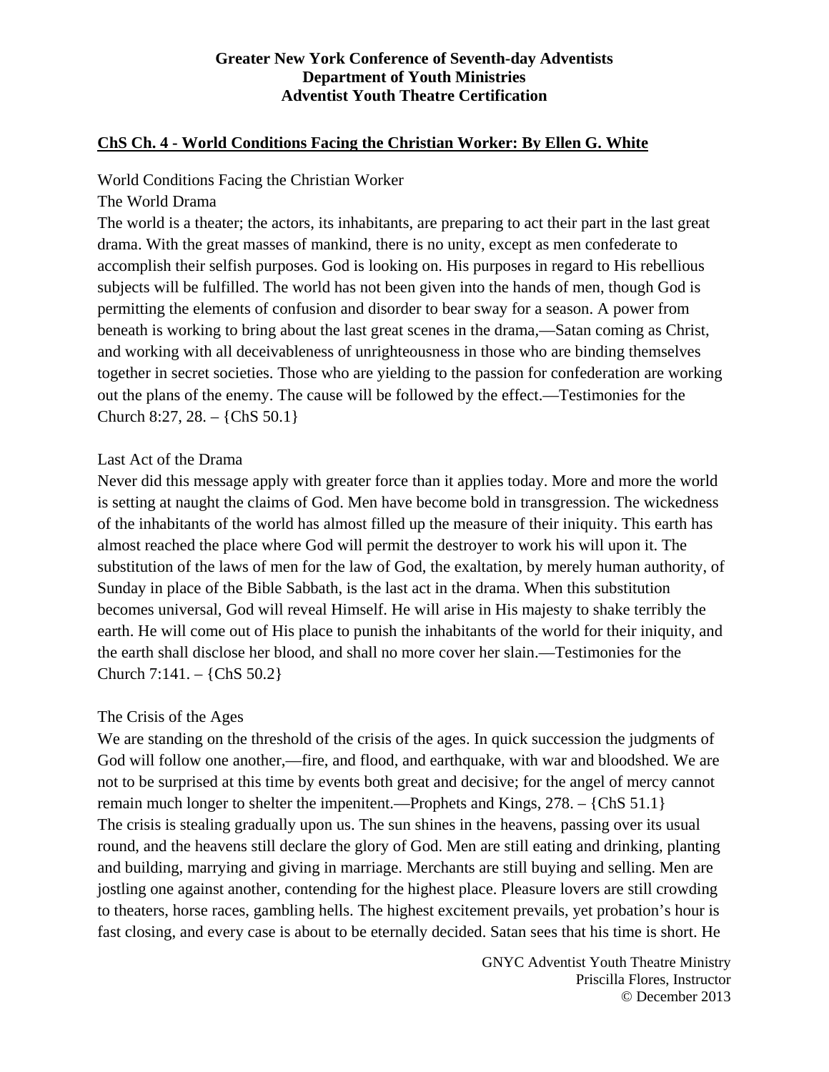**Greater New York Conference of Seventh-day Adventists**
**Department of Youth Ministries**
**Adventist Youth Theatre Certification**

## ChS Ch. 4 - World Conditions Facing the Christian Worker: By Ellen G. White

World Conditions Facing the Christian Worker

The World Drama

The world is a theater; the actors, its inhabitants, are preparing to act their part in the last great drama. With the great masses of mankind, there is no unity, except as men confederate to accomplish their selfish purposes. God is looking on. His purposes in regard to His rebellious subjects will be fulfilled. The world has not been given into the hands of men, though God is permitting the elements of confusion and disorder to bear sway for a season. A power from beneath is working to bring about the last great scenes in the drama,—Satan coming as Christ, and working with all deceivableness of unrighteousness in those who are binding themselves together in secret societies. Those who are yielding to the passion for confederation are working out the plans of the enemy. The cause will be followed by the effect.—Testimonies for the Church 8:27, 28. – {ChS 50.1}

Last Act of the Drama

Never did this message apply with greater force than it applies today. More and more the world is setting at naught the claims of God. Men have become bold in transgression. The wickedness of the inhabitants of the world has almost filled up the measure of their iniquity. This earth has almost reached the place where God will permit the destroyer to work his will upon it. The substitution of the laws of men for the law of God, the exaltation, by merely human authority, of Sunday in place of the Bible Sabbath, is the last act in the drama. When this substitution becomes universal, God will reveal Himself. He will arise in His majesty to shake terribly the earth. He will come out of His place to punish the inhabitants of the world for their iniquity, and the earth shall disclose her blood, and shall no more cover her slain.—Testimonies for the Church 7:141. – {ChS 50.2}

The Crisis of the Ages

We are standing on the threshold of the crisis of the ages. In quick succession the judgments of God will follow one another,—fire, and flood, and earthquake, with war and bloodshed. We are not to be surprised at this time by events both great and decisive; for the angel of mercy cannot remain much longer to shelter the impenitent.—Prophets and Kings, 278. – {ChS 51.1}

The crisis is stealing gradually upon us. The sun shines in the heavens, passing over its usual round, and the heavens still declare the glory of God. Men are still eating and drinking, planting and building, marrying and giving in marriage. Merchants are still buying and selling. Men are jostling one against another, contending for the highest place. Pleasure lovers are still crowding to theaters, horse races, gambling hells. The highest excitement prevails, yet probation's hour is fast closing, and every case is about to be eternally decided. Satan sees that his time is short. He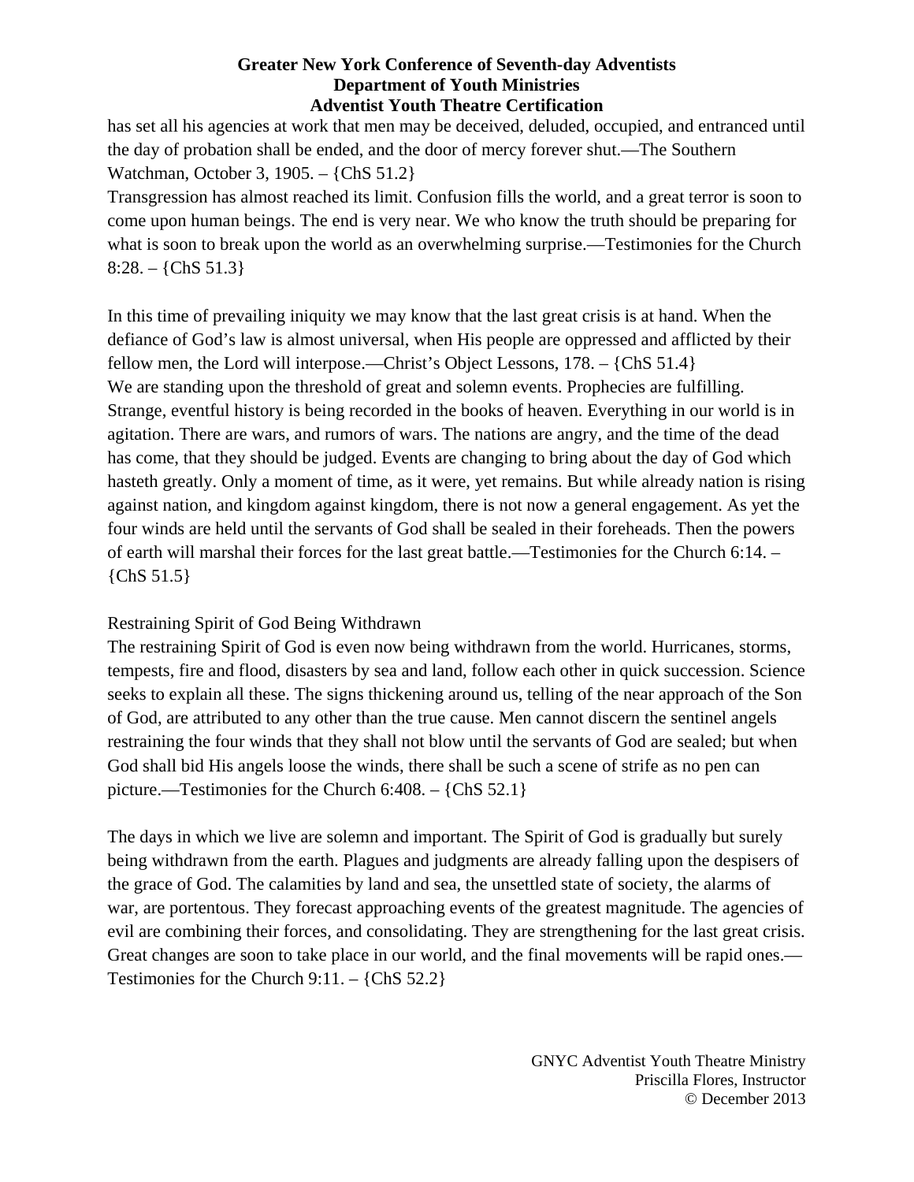has set all his agencies at work that men may be deceived, deluded, occupied, and entranced until the day of probation shall be ended, and the door of mercy forever shut.—The Southern Watchman, October 3, 1905. – {ChS 51.2}

Transgression has almost reached its limit. Confusion fills the world, and a great terror is soon to come upon human beings. The end is very near. We who know the truth should be preparing for what is soon to break upon the world as an overwhelming surprise.—Testimonies for the Church 8:28. – {ChS 51.3}

In this time of prevailing iniquity we may know that the last great crisis is at hand. When the defiance of God's law is almost universal, when His people are oppressed and afflicted by their fellow men, the Lord will interpose.—Christ's Object Lessons, 178. – {ChS 51.4}

We are standing upon the threshold of great and solemn events. Prophecies are fulfilling. Strange, eventful history is being recorded in the books of heaven. Everything in our world is in agitation. There are wars, and rumors of wars. The nations are angry, and the time of the dead has come, that they should be judged. Events are changing to bring about the day of God which hasteth greatly. Only a moment of time, as it were, yet remains. But while already nation is rising against nation, and kingdom against kingdom, there is not now a general engagement. As yet the four winds are held until the servants of God shall be sealed in their foreheads. Then the powers of earth will marshal their forces for the last great battle.—Testimonies for the Church 6:14. – {ChS 51.5}

Restraining Spirit of God Being Withdrawn

The restraining Spirit of God is even now being withdrawn from the world. Hurricanes, storms, tempests, fire and flood, disasters by sea and land, follow each other in quick succession. Science seeks to explain all these. The signs thickening around us, telling of the near approach of the Son of God, are attributed to any other than the true cause. Men cannot discern the sentinel angels restraining the four winds that they shall not blow until the servants of God are sealed; but when God shall bid His angels loose the winds, there shall be such a scene of strife as no pen can picture.—Testimonies for the Church 6:408. – {ChS 52.1}

The days in which we live are solemn and important. The Spirit of God is gradually but surely being withdrawn from the earth. Plagues and judgments are already falling upon the despisers of the grace of God. The calamities by land and sea, the unsettled state of society, the alarms of war, are portentous. They forecast approaching events of the greatest magnitude. The agencies of evil are combining their forces, and consolidating. They are strengthening for the last great crisis. Great changes are soon to take place in our world, and the final movements will be rapid ones.—Testimonies for the Church 9:11. – {ChS 52.2}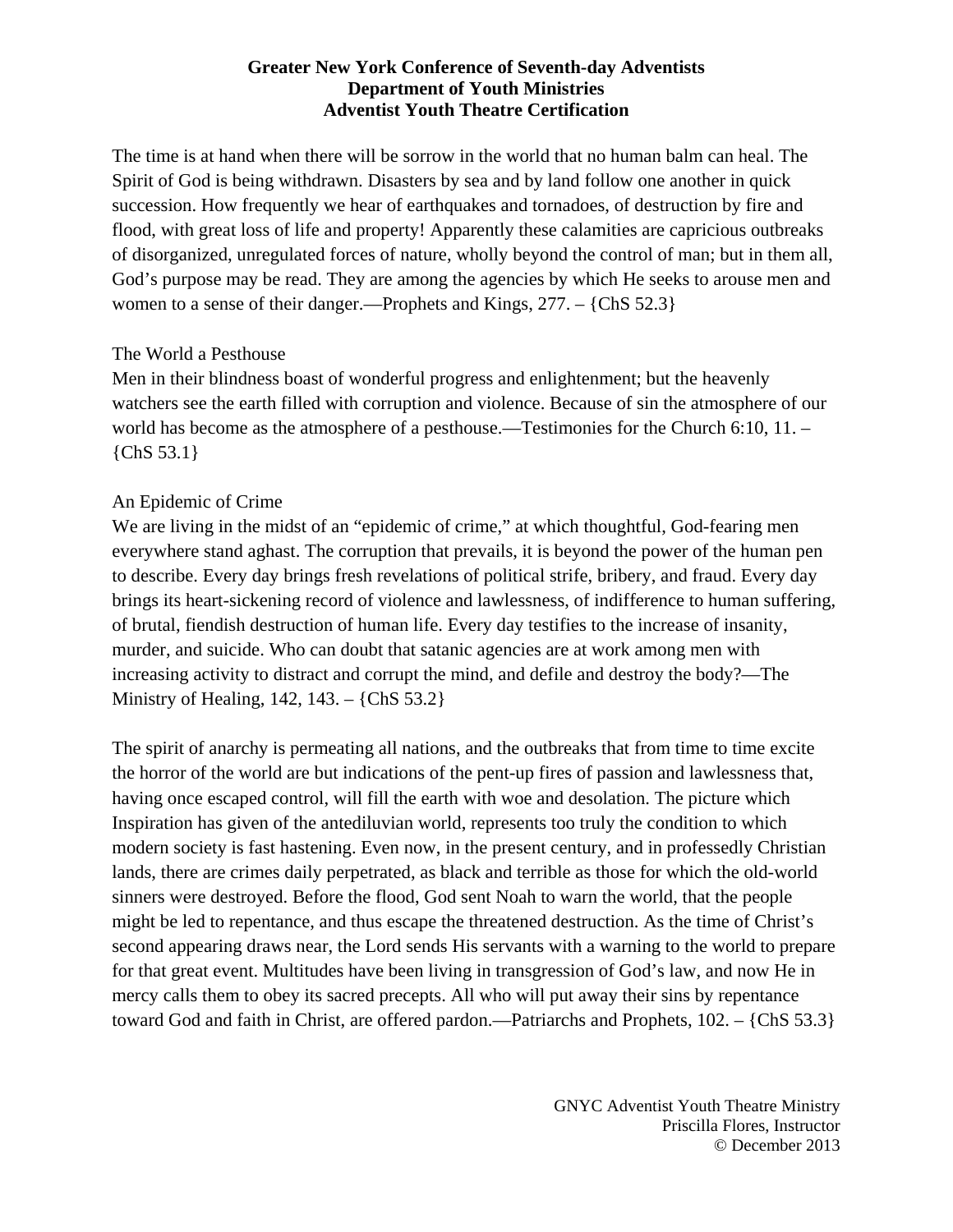The time is at hand when there will be sorrow in the world that no human balm can heal. The Spirit of God is being withdrawn. Disasters by sea and by land follow one another in quick succession. How frequently we hear of earthquakes and tornadoes, of destruction by fire and flood, with great loss of life and property! Apparently these calamities are capricious outbreaks of disorganized, unregulated forces of nature, wholly beyond the control of man; but in them all, God's purpose may be read. They are among the agencies by which He seeks to arouse men and women to a sense of their danger.—Prophets and Kings, 277. – {ChS 52.3}

### The World a Pesthouse

Men in their blindness boast of wonderful progress and enlightenment; but the heavenly watchers see the earth filled with corruption and violence. Because of sin the atmosphere of our world has become as the atmosphere of a pesthouse.—Testimonies for the Church 6:10, 11. – {ChS 53.1}

### An Epidemic of Crime

We are living in the midst of an "epidemic of crime," at which thoughtful, God-fearing men everywhere stand aghast. The corruption that prevails, it is beyond the power of the human pen to describe. Every day brings fresh revelations of political strife, bribery, and fraud. Every day brings its heart-sickening record of violence and lawlessness, of indifference to human suffering, of brutal, fiendish destruction of human life. Every day testifies to the increase of insanity, murder, and suicide. Who can doubt that satanic agencies are at work among men with increasing activity to distract and corrupt the mind, and defile and destroy the body?—The Ministry of Healing, 142, 143. – {ChS 53.2}

The spirit of anarchy is permeating all nations, and the outbreaks that from time to time excite the horror of the world are but indications of the pent-up fires of passion and lawlessness that, having once escaped control, will fill the earth with woe and desolation. The picture which Inspiration has given of the antediluvian world, represents too truly the condition to which modern society is fast hastening. Even now, in the present century, and in professedly Christian lands, there are crimes daily perpetrated, as black and terrible as those for which the old-world sinners were destroyed. Before the flood, God sent Noah to warn the world, that the people might be led to repentance, and thus escape the threatened destruction. As the time of Christ's second appearing draws near, the Lord sends His servants with a warning to the world to prepare for that great event. Multitudes have been living in transgression of God's law, and now He in mercy calls them to obey its sacred precepts. All who will put away their sins by repentance toward God and faith in Christ, are offered pardon.—Patriarchs and Prophets, 102. – {ChS 53.3}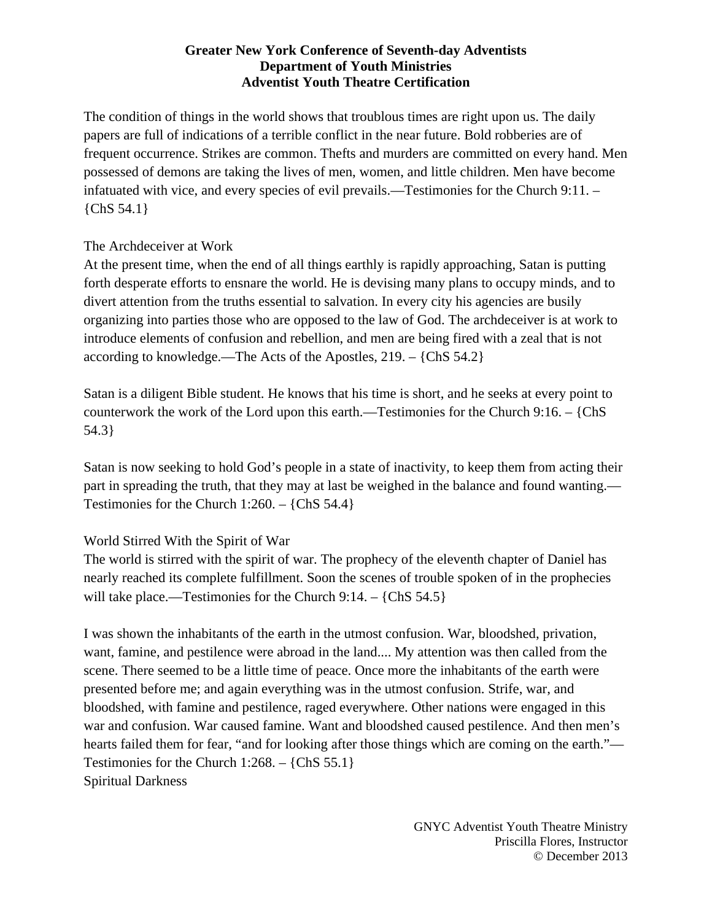**Greater New York Conference of Seventh-day Adventists**
**Department of Youth Ministries**
**Adventist Youth Theatre Certification**

The condition of things in the world shows that troublous times are right upon us. The daily papers are full of indications of a terrible conflict in the near future. Bold robberies are of frequent occurrence. Strikes are common. Thefts and murders are committed on every hand. Men possessed of demons are taking the lives of men, women, and little children. Men have become infatuated with vice, and every species of evil prevails.—Testimonies for the Church 9:11. – {ChS 54.1}

The Archdeceiver at Work

At the present time, when the end of all things earthly is rapidly approaching, Satan is putting forth desperate efforts to ensnare the world. He is devising many plans to occupy minds, and to divert attention from the truths essential to salvation. In every city his agencies are busily organizing into parties those who are opposed to the law of God. The archdeceiver is at work to introduce elements of confusion and rebellion, and men are being fired with a zeal that is not according to knowledge.—The Acts of the Apostles, 219. – {ChS 54.2}

Satan is a diligent Bible student. He knows that his time is short, and he seeks at every point to counterwork the work of the Lord upon this earth.—Testimonies for the Church 9:16. – {ChS 54.3}

Satan is now seeking to hold God's people in a state of inactivity, to keep them from acting their part in spreading the truth, that they may at last be weighed in the balance and found wanting.—Testimonies for the Church 1:260. – {ChS 54.4}

World Stirred With the Spirit of War

The world is stirred with the spirit of war. The prophecy of the eleventh chapter of Daniel has nearly reached its complete fulfillment. Soon the scenes of trouble spoken of in the prophecies will take place.—Testimonies for the Church 9:14. – {ChS 54.5}

I was shown the inhabitants of the earth in the utmost confusion. War, bloodshed, privation, want, famine, and pestilence were abroad in the land.... My attention was then called from the scene. There seemed to be a little time of peace. Once more the inhabitants of the earth were presented before me; and again everything was in the utmost confusion. Strife, war, and bloodshed, with famine and pestilence, raged everywhere. Other nations were engaged in this war and confusion. War caused famine. Want and bloodshed caused pestilence. And then men's hearts failed them for fear, "and for looking after those things which are coming on the earth."—Testimonies for the Church 1:268. – {ChS 55.1}

Spiritual Darkness

GNYC Adventist Youth Theatre Ministry
Priscilla Flores, Instructor
© December 2013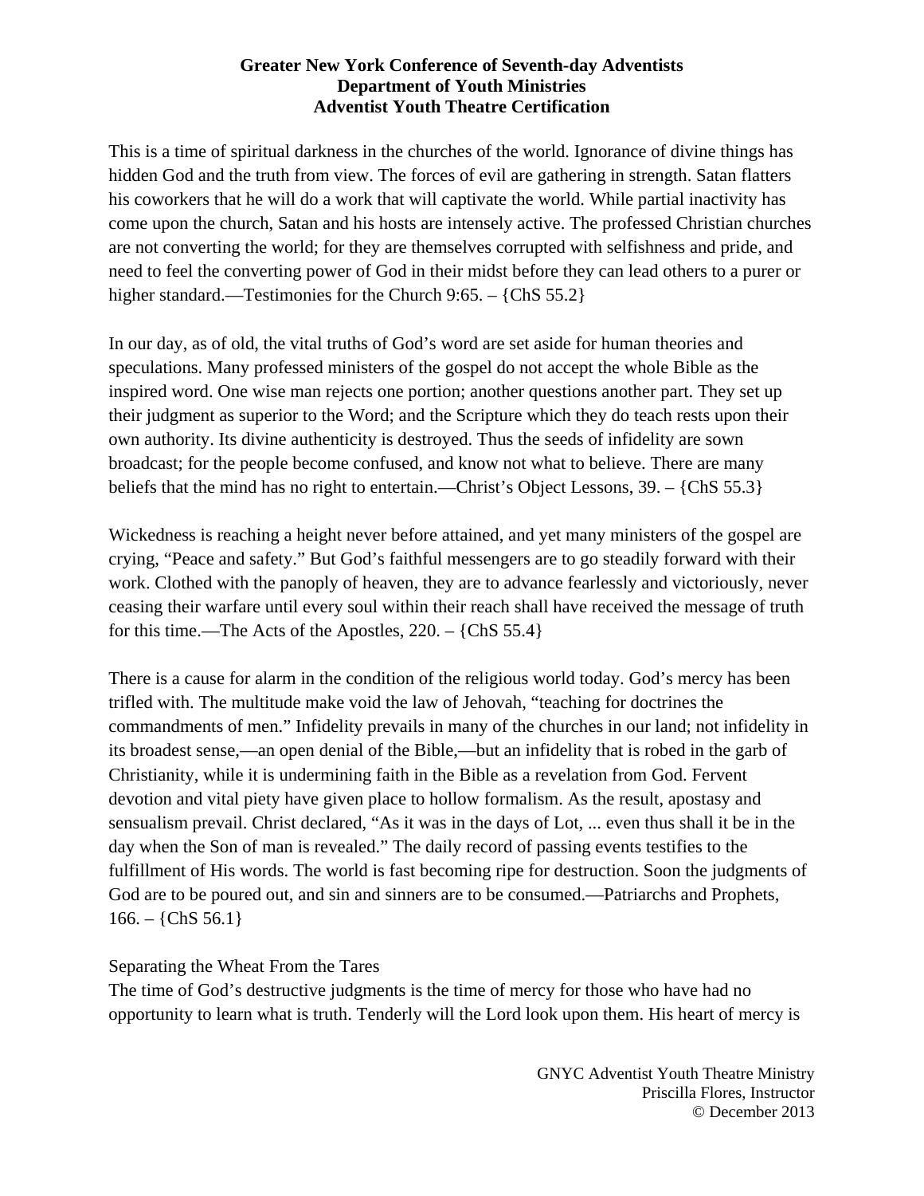**Greater New York Conference of Seventh-day Adventists**
**Department of Youth Ministries**
**Adventist Youth Theatre Certification**

This is a time of spiritual darkness in the churches of the world. Ignorance of divine things has hidden God and the truth from view. The forces of evil are gathering in strength. Satan flatters his coworkers that he will do a work that will captivate the world. While partial inactivity has come upon the church, Satan and his hosts are intensely active. The professed Christian churches are not converting the world; for they are themselves corrupted with selfishness and pride, and need to feel the converting power of God in their midst before they can lead others to a purer or higher standard.—Testimonies for the Church 9:65. – {ChS 55.2}

In our day, as of old, the vital truths of God's word are set aside for human theories and speculations. Many professed ministers of the gospel do not accept the whole Bible as the inspired word. One wise man rejects one portion; another questions another part. They set up their judgment as superior to the Word; and the Scripture which they do teach rests upon their own authority. Its divine authenticity is destroyed. Thus the seeds of infidelity are sown broadcast; for the people become confused, and know not what to believe. There are many beliefs that the mind has no right to entertain.—Christ's Object Lessons, 39. – {ChS 55.3}

Wickedness is reaching a height never before attained, and yet many ministers of the gospel are crying, "Peace and safety." But God's faithful messengers are to go steadily forward with their work. Clothed with the panoply of heaven, they are to advance fearlessly and victoriously, never ceasing their warfare until every soul within their reach shall have received the message of truth for this time.—The Acts of the Apostles, 220. – {ChS 55.4}

There is a cause for alarm in the condition of the religious world today. God's mercy has been trifled with. The multitude make void the law of Jehovah, "teaching for doctrines the commandments of men." Infidelity prevails in many of the churches in our land; not infidelity in its broadest sense,—an open denial of the Bible,—but an infidelity that is robed in the garb of Christianity, while it is undermining faith in the Bible as a revelation from God. Fervent devotion and vital piety have given place to hollow formalism. As the result, apostasy and sensualism prevail. Christ declared, "As it was in the days of Lot, ... even thus shall it be in the day when the Son of man is revealed." The daily record of passing events testifies to the fulfillment of His words. The world is fast becoming ripe for destruction. Soon the judgments of God are to be poured out, and sin and sinners are to be consumed.—Patriarchs and Prophets, 166. – {ChS 56.1}

Separating the Wheat From the Tares

The time of God's destructive judgments is the time of mercy for those who have had no opportunity to learn what is truth. Tenderly will the Lord look upon them. His heart of mercy is

GNYC Adventist Youth Theatre Ministry
Priscilla Flores, Instructor
© December 2013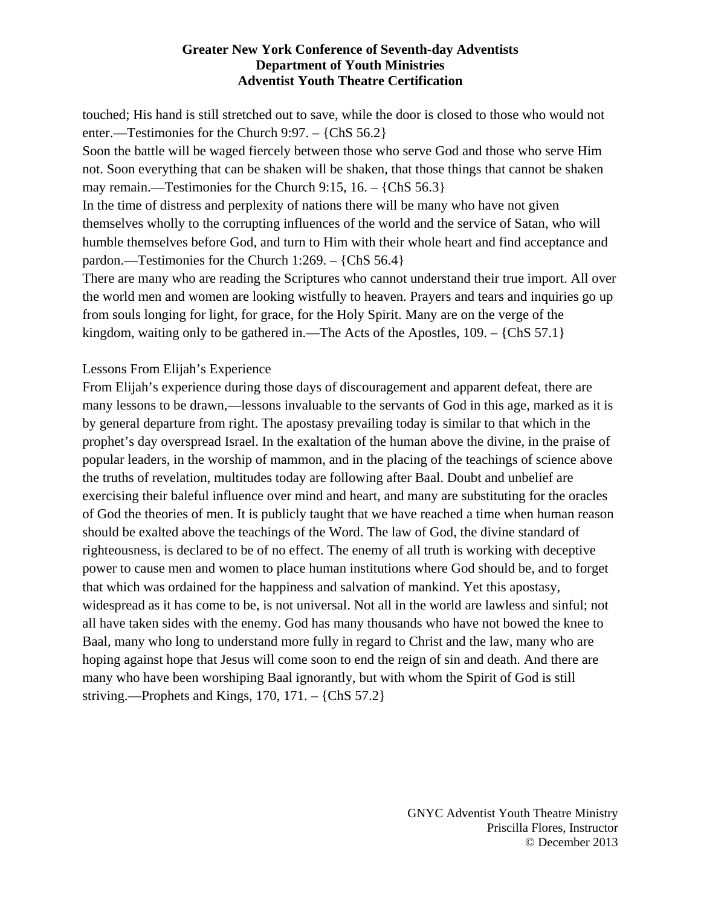touched; His hand is still stretched out to save, while the door is closed to those who would not enter.—Testimonies for the Church 9:97. – {ChS 56.2}

Soon the battle will be waged fiercely between those who serve God and those who serve Him not. Soon everything that can be shaken will be shaken, that those things that cannot be shaken may remain.—Testimonies for the Church 9:15, 16. – {ChS 56.3}

In the time of distress and perplexity of nations there will be many who have not given themselves wholly to the corrupting influences of the world and the service of Satan, who will humble themselves before God, and turn to Him with their whole heart and find acceptance and pardon.—Testimonies for the Church 1:269. – {ChS 56.4}

There are many who are reading the Scriptures who cannot understand their true import. All over the world men and women are looking wistfully to heaven. Prayers and tears and inquiries go up from souls longing for light, for grace, for the Holy Spirit. Many are on the verge of the kingdom, waiting only to be gathered in.—The Acts of the Apostles, 109. – {ChS 57.1}

Lessons From Elijah's Experience

From Elijah's experience during those days of discouragement and apparent defeat, there are many lessons to be drawn,—lessons invaluable to the servants of God in this age, marked as it is by general departure from right. The apostasy prevailing today is similar to that which in the prophet's day overspread Israel. In the exaltation of the human above the divine, in the praise of popular leaders, in the worship of mammon, and in the placing of the teachings of science above the truths of revelation, multitudes today are following after Baal. Doubt and unbelief are exercising their baleful influence over mind and heart, and many are substituting for the oracles of God the theories of men. It is publicly taught that we have reached a time when human reason should be exalted above the teachings of the Word. The law of God, the divine standard of righteousness, is declared to be of no effect. The enemy of all truth is working with deceptive power to cause men and women to place human institutions where God should be, and to forget that which was ordained for the happiness and salvation of mankind. Yet this apostasy, widespread as it has come to be, is not universal. Not all in the world are lawless and sinful; not all have taken sides with the enemy. God has many thousands who have not bowed the knee to Baal, many who long to understand more fully in regard to Christ and the law, many who are hoping against hope that Jesus will come soon to end the reign of sin and death. And there are many who have been worshiping Baal ignorantly, but with whom the Spirit of God is still striving.—Prophets and Kings, 170, 171. – {ChS 57.2}